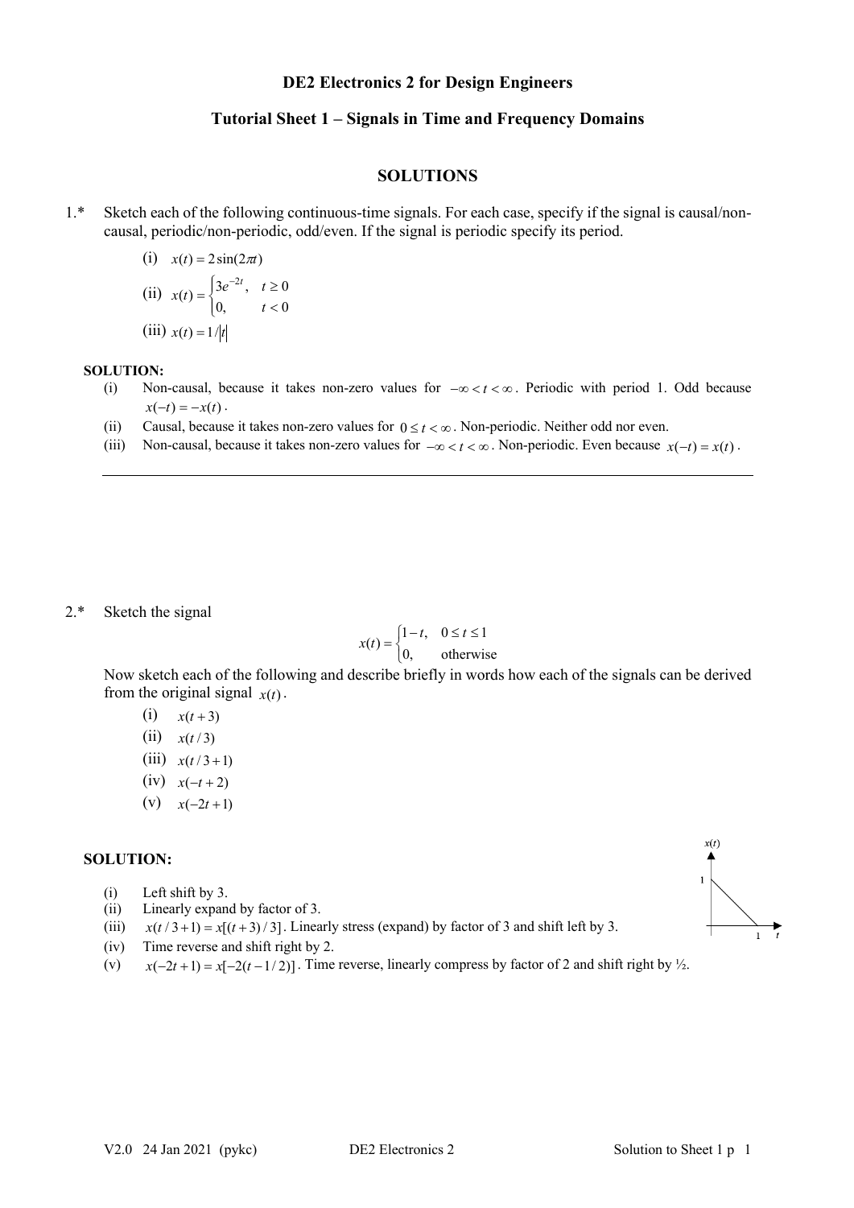# DE2 Electronics 2 for Design Engineers

## Tutorial Sheet 1 – Signals in Time and Frequency Domains

### SOLUTIONS

1.* Sketch each of the following continuous-time signals. For each case, specify if the signal is causal/non-causal, periodic/non-periodic, odd/even. If the signal is periodic specify its period.

(i) $x(t) = 2\sin(2\pi t)$

(ii) $x(t) = \begin{cases} 3e^{-2t}, & t \geq 0 \\ 0, & t < 0 \end{cases}$

(iii) $x(t) = 1/|t|$

**SOLUTION:**

(i) Non-causal, because it takes non-zero values for $-\infty < t < \infty$. Periodic with period 1. Odd because $x(-t) = -x(t)$.

(ii) Causal, because it takes non-zero values for $0 \leq t < \infty$. Non-periodic. Neither odd nor even.

(iii) Non-causal, because it takes non-zero values for $-\infty < t < \infty$. Non-periodic. Even because $x(-t) = x(t)$.

---

2.* Sketch the signal

$$x(t) = \begin{cases} 1-t, & 0 \leq t \leq 1 \\ 0, & \text{otherwise} \end{cases}$$

Now sketch each of the following and describe briefly in words how each of the signals can be derived from the original signal $x(t)$.

(i) $x(t+3)$

(ii) $x(t/3)$

(iii) $x(t/3+1)$

(iv) $x(-t+2)$

(v) $x(-2t+1)$

**SOLUTION:**

(i) Left shift by 3.

(ii) Linearly expand by factor of 3.

(iii) $x(t/3+1) = x[(t+3)/3]$. Linearly stress (expand) by factor of 3 and shift left by 3.

(iv) Time reverse and shift right by 2.

(v) $x(-2t+1) = x[-2(t-1/2)]$. Time reverse, linearly compress by factor of 2 and shift right by ½.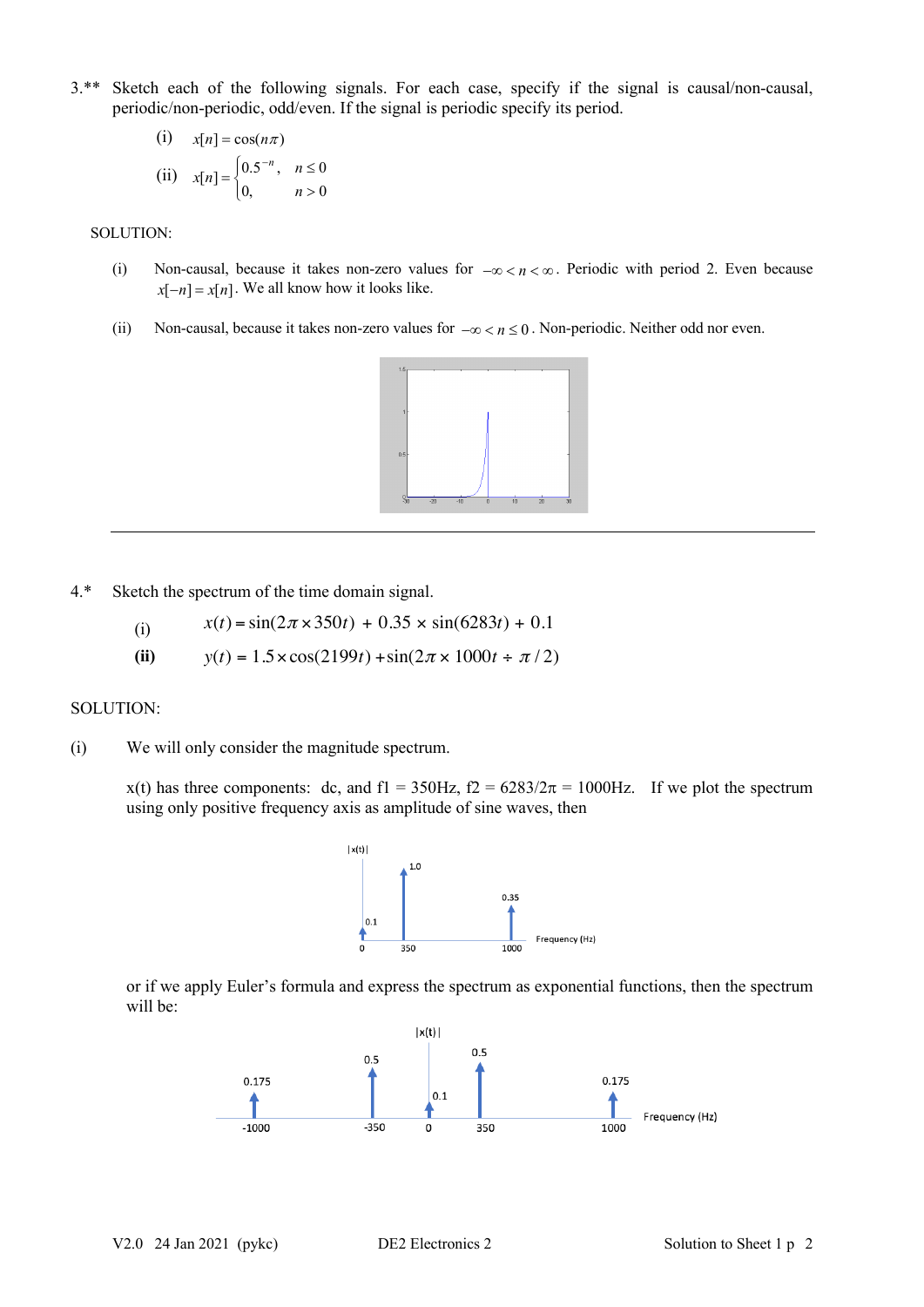3.** Sketch each of the following signals. For each case, specify if the signal is causal/non-causal, periodic/non-periodic, odd/even. If the signal is periodic specify its period.

(i) $x[n] = \cos(n\pi)$

(ii) $x[n] = \begin{cases} 0.5^{-n}, & n \le 0 \\ 0, & n > 0 \end{cases}$

SOLUTION:

(i) Non-causal, because it takes non-zero values for $-\infty < n < \infty$. Periodic with period 2. Even because $x[-n] = x[n]$. We all know how it looks like.

(ii) Non-causal, because it takes non-zero values for $-\infty < n \le 0$. Non-periodic. Neither odd nor even.

---

4.* Sketch the spectrum of the time domain signal.

(i) $x(t) = \sin(2\pi \times 350t) + 0.35 \times \sin(6283t) + 0.1$

**(ii)** $y(t) = 1.5 \times \cos(2199t) + \sin(2\pi \times 1000t \div \pi / 2)$

SOLUTION:

(i) We will only consider the magnitude spectrum.

x(t) has three components: dc, and f1 = 350Hz, f2 = 6283/2π = 1000Hz. If we plot the spectrum using only positive frequency axis as amplitude of sine waves, then

or if we apply Euler's formula and express the spectrum as exponential functions, then the spectrum will be: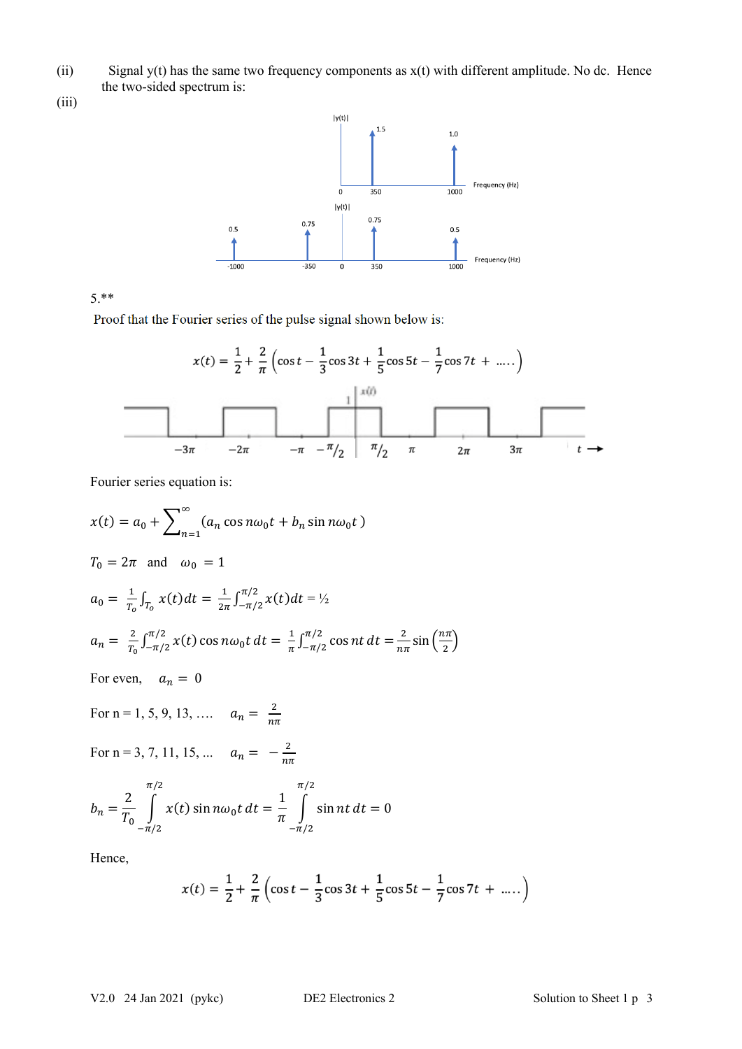(ii) Signal y(t) has the same two frequency components as x(t) with different amplitude. No dc. Hence the two-sided spectrum is:

(iii)

|y(t)|
1.5
1.0
0
350
1000
Frequency (Hz)

|y(t)|
0.5
0.75
0.75
0.5
-1000
-350
0
350
1000
Frequency (Hz)

5.**

Proof that the Fourier series of the pulse signal shown below is:

$$x(t) = \frac{1}{2} + \frac{2}{\pi}\left(\cos t - \frac{1}{3}\cos 3t + \frac{1}{5}\cos 5t - \frac{1}{7}\cos 7t + \ldots..\right)$$

$x(t)$
1
$-3\pi$
$-2\pi$
$-\pi$
$-\pi/2$
$\pi/2$
$\pi$
$2\pi$
$3\pi$
$t \rightarrow$

Fourier series equation is:

$$x(t) = a_0 + \sum_{n=1}^{\infty}(a_n \cos n\omega_0 t + b_n \sin n\omega_0 t\,)$$

$T_0 = 2\pi$ and $\omega_0 = 1$

$$a_0 = \frac{1}{T_0}\int_{T_0} x(t)dt = \frac{1}{2\pi}\int_{-\pi/2}^{\pi/2} x(t)dt = ½$$

$$a_n = \frac{2}{T_0}\int_{-\pi/2}^{\pi/2} x(t)\cos n\omega_0 t\, dt = \frac{1}{\pi}\int_{-\pi/2}^{\pi/2} \cos nt\, dt = \frac{2}{n\pi}\sin\left(\frac{n\pi}{2}\right)$$

For even, $a_n = 0$

For n = 1, 5, 9, 13, …. $a_n = \frac{2}{n\pi}$

For n = 3, 7, 11, 15, ... $a_n = -\frac{2}{n\pi}$

$$b_n = \frac{2}{T_0}\int_{-\pi/2}^{\pi/2} x(t)\sin n\omega_0 t\, dt = \frac{1}{\pi}\int_{-\pi/2}^{\pi/2} \sin nt\, dt = 0$$

Hence,

$$x(t) = \frac{1}{2} + \frac{2}{\pi}\left(\cos t - \frac{1}{3}\cos 3t + \frac{1}{5}\cos 5t - \frac{1}{7}\cos 7t + \ldots..\right)$$